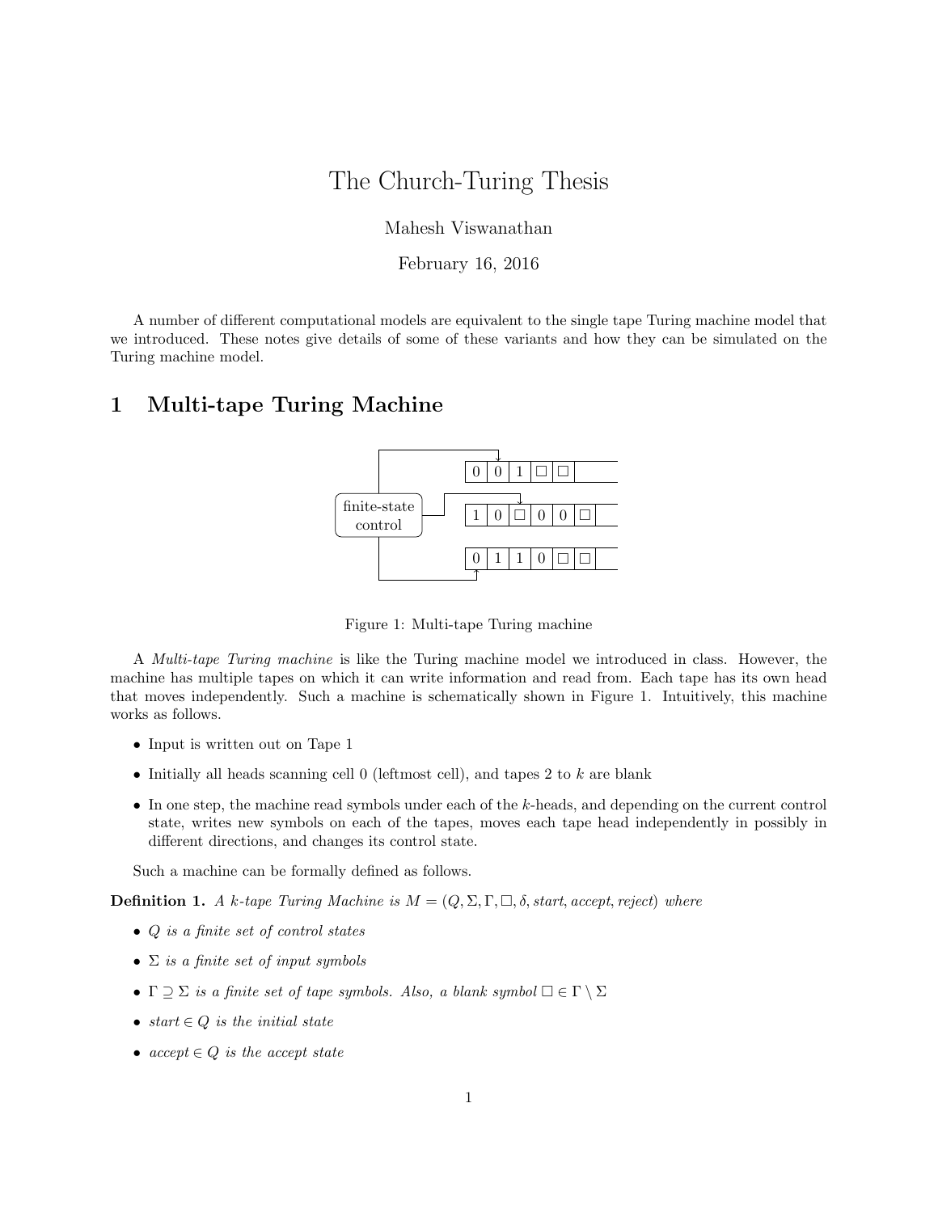# The Church-Turing Thesis

Mahesh Viswanathan

February 16, 2016

A number of different computational models are equivalent to the single tape Turing machine model that we introduced. These notes give details of some of these variants and how they can be simulated on the Turing machine model.

## 1 Multi-tape Turing Machine

Figure 1: Multi-tape Turing machine

A *Multi-tape Turing machine* is like the Turing machine model we introduced in class. However, the machine has multiple tapes on which it can write information and read from. Each tape has its own head that moves independently. Such a machine is schematically shown in Figure 1. Intuitively, this machine works as follows.

- Input is written out on Tape 1
- Initially all heads scanning cell 0 (leftmost cell), and tapes 2 to $k$ are blank
- In one step, the machine read symbols under each of the $k$-heads, and depending on the current control state, writes new symbols on each of the tapes, moves each tape head independently in possibly in different directions, and changes its control state.

Such a machine can be formally defined as follows.

**Definition 1.** *A $k$-tape Turing Machine is $M = (Q, \Sigma, \Gamma, \square, \delta, start, accept, reject)$ where*

- *$Q$ is a finite set of control states*
- *$\Sigma$ is a finite set of input symbols*
- *$\Gamma \supseteq \Sigma$ is a finite set of tape symbols. Also, a blank symbol $\square \in \Gamma \setminus \Sigma$*
- *$start \in Q$ is the initial state*
- *$accept \in Q$ is the accept state*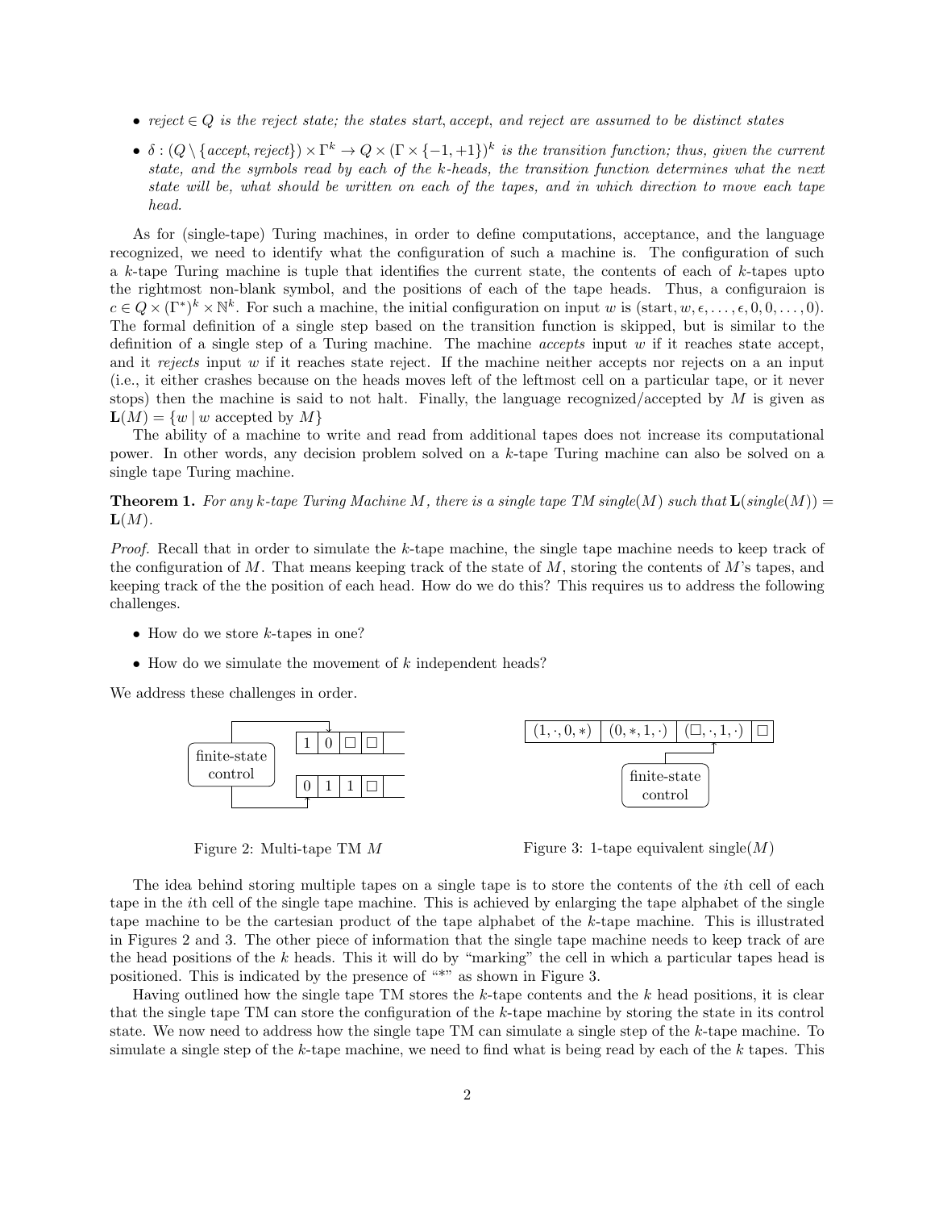- *reject* $\in Q$ *is the reject state; the states start, accept, and reject are assumed to be distinct states*
- $\delta : (Q \setminus \{accept, reject\}) \times \Gamma^k \to Q \times (\Gamma \times \{-1, +1\})^k$ *is the transition function; thus, given the current state, and the symbols read by each of the k-heads, the transition function determines what the next state will be, what should be written on each of the tapes, and in which direction to move each tape head.*

As for (single-tape) Turing machines, in order to define computations, acceptance, and the language recognized, we need to identify what the configuration of such a machine is. The configuration of such a $k$-tape Turing machine is tuple that identifies the current state, the contents of each of $k$-tapes upto the rightmost non-blank symbol, and the positions of each of the tape heads. Thus, a configuraion is $c \in Q \times (\Gamma^*)^k \times \mathbb{N}^k$. For such a machine, the initial configuration on input $w$ is $(\text{start}, w, \epsilon, \ldots, \epsilon, 0, 0, \ldots, 0)$. The formal definition of a single step based on the transition function is skipped, but is similar to the definition of a single step of a Turing machine. The machine *accepts* input $w$ if it reaches state accept, and it *rejects* input $w$ if it reaches state reject. If the machine neither accepts nor rejects on a an input (i.e., it either crashes because on the heads moves left of the leftmost cell on a particular tape, or it never stops) then the machine is said to not halt. Finally, the language recognized/accepted by $M$ is given as $\mathbf{L}(M) = \{w \mid w \text{ accepted by } M\}$

The ability of a machine to write and read from additional tapes does not increase its computational power. In other words, any decision problem solved on a $k$-tape Turing machine can also be solved on a single tape Turing machine.

**Theorem 1.** *For any k-tape Turing Machine M, there is a single tape TM single(M) such that* $\mathbf{L}(single(M)) = \mathbf{L}(M)$.

*Proof.* Recall that in order to simulate the $k$-tape machine, the single tape machine needs to keep track of the configuration of $M$. That means keeping track of the state of $M$, storing the contents of $M$'s tapes, and keeping track of the the position of each head. How do we do this? This requires us to address the following challenges.

- How do we store $k$-tapes in one?
- How do we simulate the movement of $k$ independent heads?

We address these challenges in order.

Figure 2: Multi-tape TM $M$

Figure 3: 1-tape equivalent single($M$)

The idea behind storing multiple tapes on a single tape is to store the contents of the $i$th cell of each tape in the $i$th cell of the single tape machine. This is achieved by enlarging the tape alphabet of the single tape machine to be the cartesian product of the tape alphabet of the $k$-tape machine. This is illustrated in Figures 2 and 3. The other piece of information that the single tape machine needs to keep track of are the head positions of the $k$ heads. This it will do by "marking" the cell in which a particular tapes head is positioned. This is indicated by the presence of "*" as shown in Figure 3.

Having outlined how the single tape TM stores the $k$-tape contents and the $k$ head positions, it is clear that the single tape TM can store the configuration of the $k$-tape machine by storing the state in its control state. We now need to address how the single tape TM can simulate a single step of the $k$-tape machine. To simulate a single step of the $k$-tape machine, we need to find what is being read by each of the $k$ tapes. This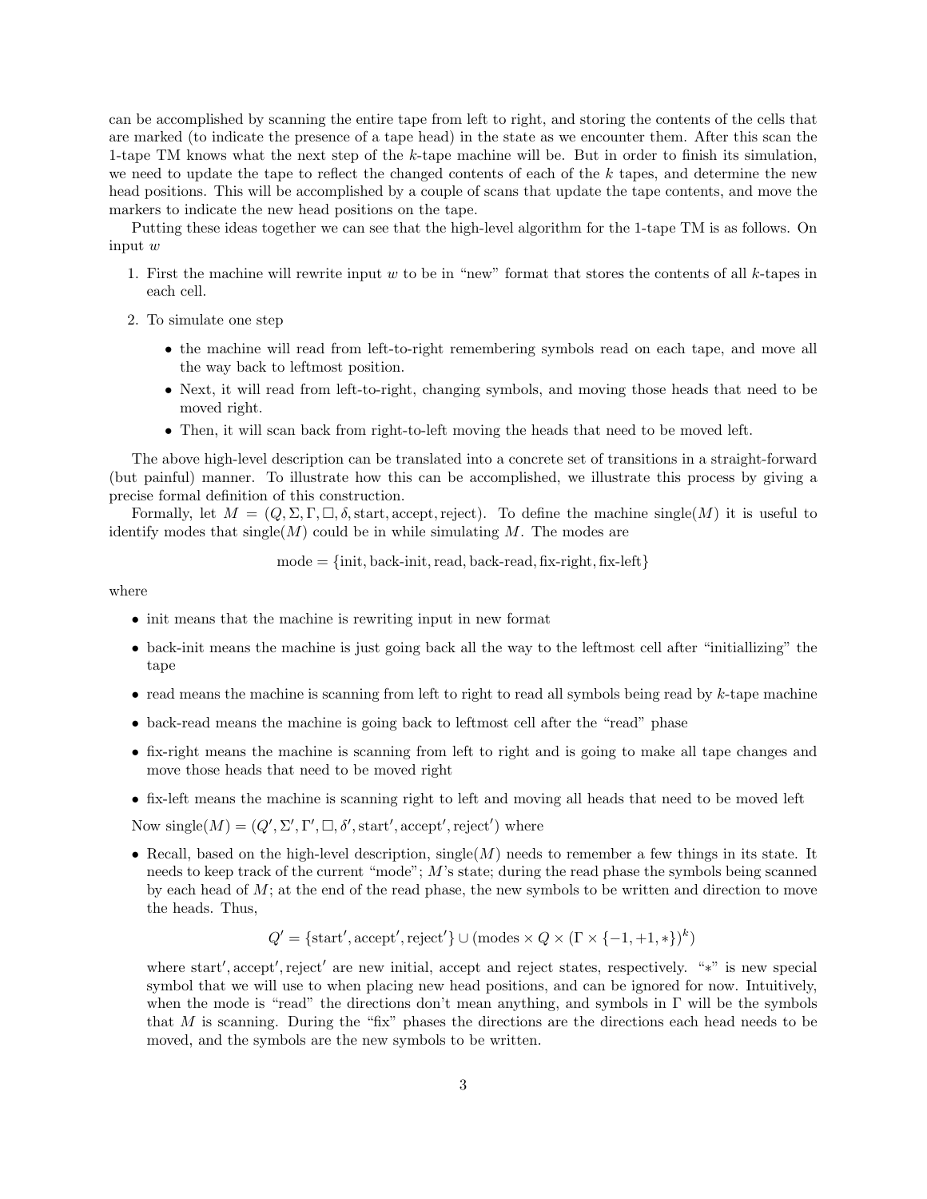can be accomplished by scanning the entire tape from left to right, and storing the contents of the cells that are marked (to indicate the presence of a tape head) in the state as we encounter them. After this scan the 1-tape TM knows what the next step of the $k$-tape machine will be. But in order to finish its simulation, we need to update the tape to reflect the changed contents of each of the $k$ tapes, and determine the new head positions. This will be accomplished by a couple of scans that update the tape contents, and move the markers to indicate the new head positions on the tape.

Putting these ideas together we can see that the high-level algorithm for the 1-tape TM is as follows. On input $w$

1. First the machine will rewrite input $w$ to be in "new" format that stores the contents of all $k$-tapes in each cell.
2. To simulate one step
   - the machine will read from left-to-right remembering symbols read on each tape, and move all the way back to leftmost position.
   - Next, it will read from left-to-right, changing symbols, and moving those heads that need to be moved right.
   - Then, it will scan back from right-to-left moving the heads that need to be moved left.

The above high-level description can be translated into a concrete set of transitions in a straight-forward (but painful) manner. To illustrate how this can be accomplished, we illustrate this process by giving a precise formal definition of this construction.

Formally, let $M = (Q, \Sigma, \Gamma, \Box, \delta, \text{start}, \text{accept}, \text{reject})$. To define the machine single($M$) it is useful to identify modes that single($M$) could be in while simulating $M$. The modes are

$$\text{mode} = \{\text{init}, \text{back-init}, \text{read}, \text{back-read}, \text{fix-right}, \text{fix-left}\}$$

where

- init means that the machine is rewriting input in new format
- back-init means the machine is just going back all the way to the leftmost cell after "initiallizing" the tape
- read means the machine is scanning from left to right to read all symbols being read by $k$-tape machine
- back-read means the machine is going back to leftmost cell after the "read" phase
- fix-right means the machine is scanning from left to right and is going to make all tape changes and move those heads that need to be moved right
- fix-left means the machine is scanning right to left and moving all heads that need to be moved left

Now single($M$) $= (Q', \Sigma', \Gamma', \Box, \delta', \text{start}', \text{accept}', \text{reject}')$ where

- Recall, based on the high-level description, single($M$) needs to remember a few things in its state. It needs to keep track of the current "mode"; $M$'s state; during the read phase the symbols being scanned by each head of $M$; at the end of the read phase, the new symbols to be written and direction to move the heads. Thus,

  $$Q' = \{\text{start}', \text{accept}', \text{reject}'\} \cup (\text{modes} \times Q \times (\Gamma \times \{-1, +1, *\})^k)$$

  where start$'$, accept$'$, reject$'$ are new initial, accept and reject states, respectively. "$*$" is new special symbol that we will use to when placing new head positions, and can be ignored for now. Intuitively, when the mode is "read" the directions don't mean anything, and symbols in $\Gamma$ will be the symbols that $M$ is scanning. During the "fix" phases the directions are the directions each head needs to be moved, and the symbols are the new symbols to be written.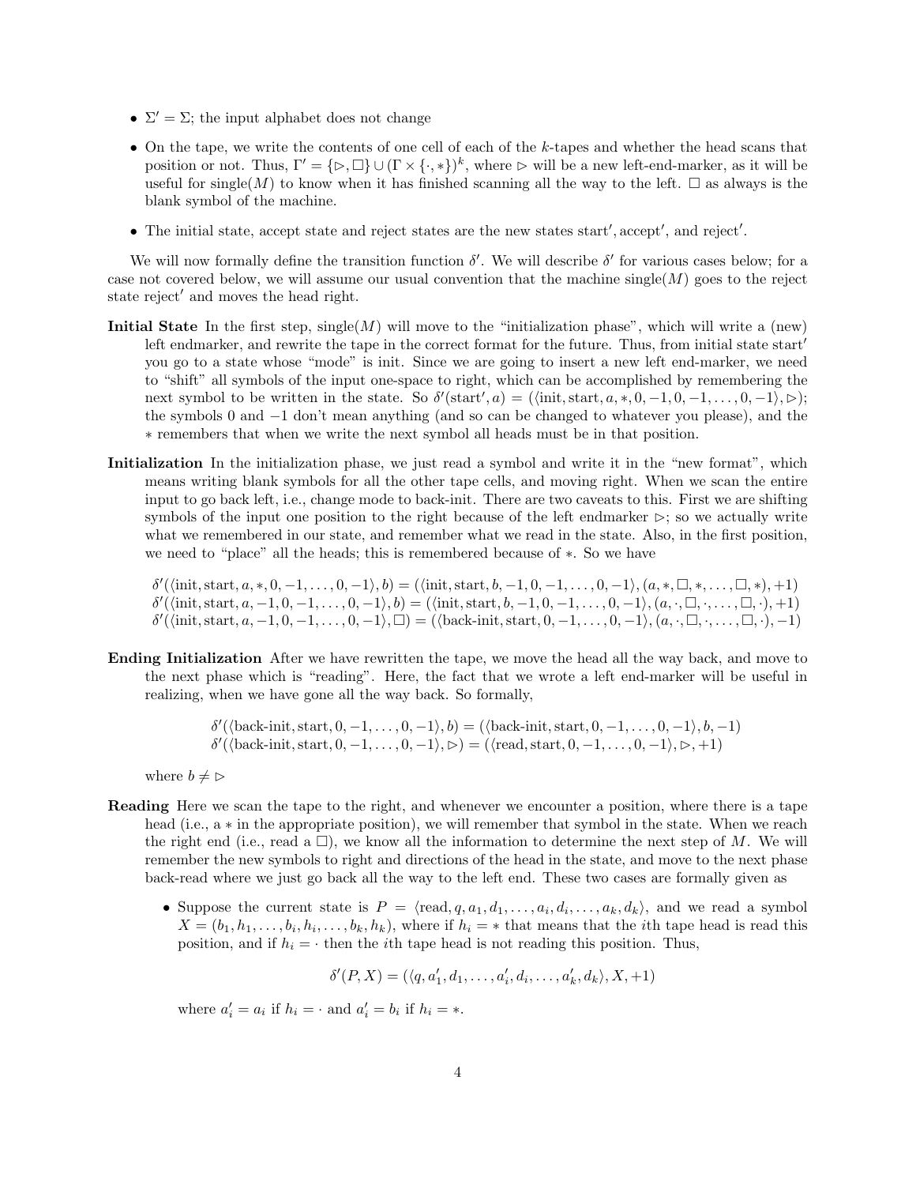- $\Sigma' = \Sigma$; the input alphabet does not change
- On the tape, we write the contents of one cell of each of the $k$-tapes and whether the head scans that position or not. Thus, $\Gamma' = \{\triangleright, \square\} \cup (\Gamma \times \{\cdot, *\})^k$, where $\triangleright$ will be a new left-end-marker, as it will be useful for single($M$) to know when it has finished scanning all the way to the left. $\square$ as always is the blank symbol of the machine.
- The initial state, accept state and reject states are the new states start$'$, accept$'$, and reject$'$.

We will now formally define the transition function $\delta'$. We will describe $\delta'$ for various cases below; for a case not covered below, we will assume our usual convention that the machine single($M$) goes to the reject state reject$'$ and moves the head right.

**Initial State** In the first step, single($M$) will move to the "initialization phase", which will write a (new) left endmarker, and rewrite the tape in the correct format for the future. Thus, from initial state start$'$ you go to a state whose "mode" is init. Since we are going to insert a new left end-marker, we need to "shift" all symbols of the input one-space to right, which can be accomplished by remembering the next symbol to be written in the state. So $\delta'(\text{start}', a) = (\langle \text{init}, \text{start}, a, *, 0, -1, 0, -1, \ldots, 0, -1\rangle, \triangleright)$; the symbols 0 and $-1$ don't mean anything (and so can be changed to whatever you please), and the $*$ remembers that when we write the next symbol all heads must be in that position.

**Initialization** In the initialization phase, we just read a symbol and write it in the "new format", which means writing blank symbols for all the other tape cells, and moving right. When we scan the entire input to go back left, i.e., change mode to back-init. There are two caveats to this. First we are shifting symbols of the input one position to the right because of the left endmarker $\triangleright$; so we actually write what we remembered in our state, and remember what we read in the state. Also, in the first position, we need to "place" all the heads; this is remembered because of $*$. So we have

$$\delta'(\langle \text{init}, \text{start}, a, *, 0, -1, \ldots, 0, -1\rangle, b) = (\langle \text{init}, \text{start}, b, -1, 0, -1, \ldots, 0, -1\rangle, (a, *, \square, *, \ldots, \square, *), +1)$$
$$\delta'(\langle \text{init}, \text{start}, a, -1, 0, -1, \ldots, 0, -1\rangle, b) = (\langle \text{init}, \text{start}, b, -1, 0, -1, \ldots, 0, -1\rangle, (a, \cdot, \square, \cdot, \ldots, \square, \cdot), +1)$$
$$\delta'(\langle \text{init}, \text{start}, a, -1, 0, -1, \ldots, 0, -1\rangle, \square) = (\langle \text{back-init}, \text{start}, 0, -1, \ldots, 0, -1\rangle, (a, \cdot, \square, \cdot, \ldots, \square, \cdot), -1)$$

**Ending Initialization** After we have rewritten the tape, we move the head all the way back, and move to the next phase which is "reading". Here, the fact that we wrote a left end-marker will be useful in realizing, when we have gone all the way back. So formally,

$$\delta'(\langle \text{back-init}, \text{start}, 0, -1, \ldots, 0, -1\rangle, b) = (\langle \text{back-init}, \text{start}, 0, -1, \ldots, 0, -1\rangle, b, -1)$$
$$\delta'(\langle \text{back-init}, \text{start}, 0, -1, \ldots, 0, -1\rangle, \triangleright) = (\langle \text{read}, \text{start}, 0, -1, \ldots, 0, -1\rangle, \triangleright, +1)$$

where $b \neq \triangleright$

**Reading** Here we scan the tape to the right, and whenever we encounter a position, where there is a tape head (i.e., a $*$ in the appropriate position), we will remember that symbol in the state. When we reach the right end (i.e., read a $\square$), we know all the information to determine the next step of $M$. We will remember the new symbols to right and directions of the head in the state, and move to the next phase back-read where we just go back all the way to the left end. These two cases are formally given as

- Suppose the current state is $P = \langle \text{read}, q, a_1, d_1, \ldots, a_i, d_i, \ldots, a_k, d_k\rangle$, and we read a symbol $X = (b_1, h_1, \ldots, b_i, h_i, \ldots, b_k, h_k)$, where if $h_i = *$ that means that the $i$th tape head is read this position, and if $h_i = \cdot$ then the $i$th tape head is not reading this position. Thus,

$$\delta'(P, X) = (\langle q, a_1', d_1, \ldots, a_i', d_i, \ldots, a_k', d_k\rangle, X, +1)$$

where $a_i' = a_i$ if $h_i = \cdot$ and $a_i' = b_i$ if $h_i = *$.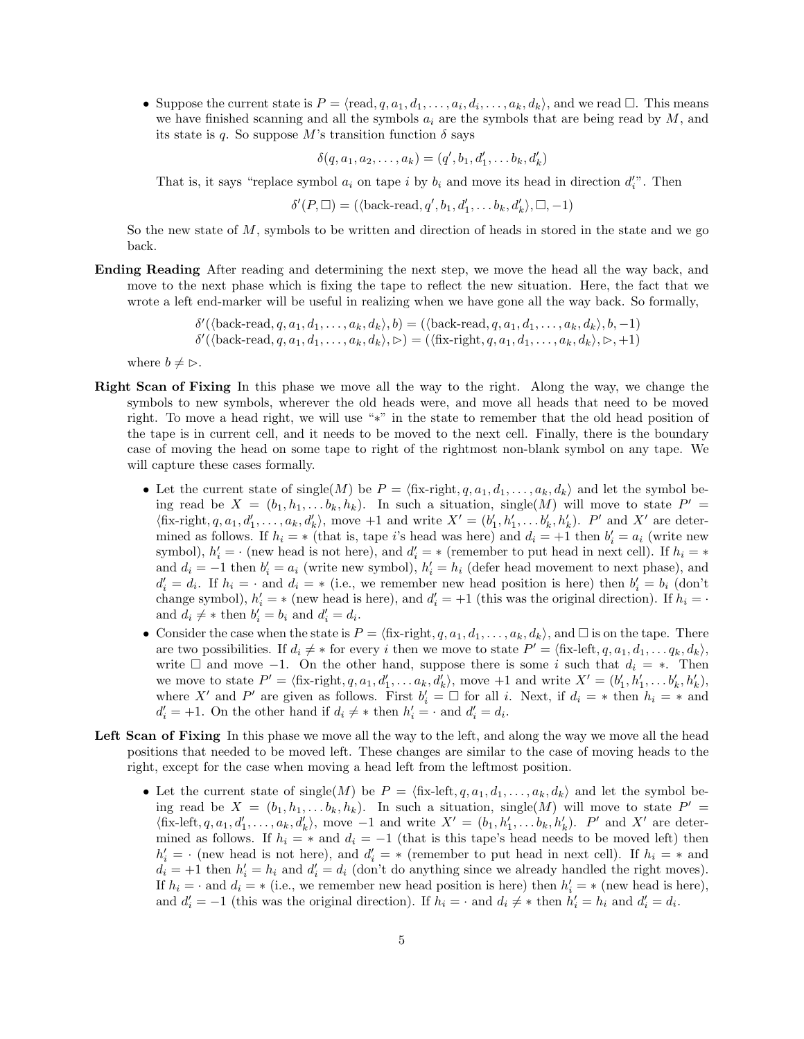- Suppose the current state is $P = \langle \text{read}, q, a_1, d_1, \ldots, a_i, d_i, \ldots, a_k, d_k \rangle$, and we read $\Box$. This means we have finished scanning and all the symbols $a_i$ are the symbols that are being read by $M$, and its state is $q$. So suppose $M$'s transition function $\delta$ says

$$\delta(q, a_1, a_2, \ldots, a_k) = (q', b_1, d'_1, \ldots b_k, d'_k)$$

That is, it says "replace symbol $a_i$ on tape $i$ by $b_i$ and move its head in direction $d'_i$". Then

$$\delta'(P, \Box) = (\langle \text{back-read}, q', b_1, d'_1, \ldots b_k, d'_k \rangle, \Box, -1)$$

So the new state of $M$, symbols to be written and direction of heads in stored in the state and we go back.

**Ending Reading** After reading and determining the next step, we move the head all the way back, and move to the next phase which is fixing the tape to reflect the new situation. Here, the fact that we wrote a left end-marker will be useful in realizing when we have gone all the way back. So formally,

$$\delta'(\langle \text{back-read}, q, a_1, d_1, \ldots, a_k, d_k \rangle, b) = (\langle \text{back-read}, q, a_1, d_1, \ldots, a_k, d_k \rangle, b, -1)$$
$$\delta'(\langle \text{back-read}, q, a_1, d_1, \ldots, a_k, d_k \rangle, \rhd) = (\langle \text{fix-right}, q, a_1, d_1, \ldots, a_k, d_k \rangle, \rhd, +1)$$

where $b \neq \rhd$.

**Right Scan of Fixing** In this phase we move all the way to the right. Along the way, we change the symbols to new symbols, wherever the old heads were, and move all heads that need to be moved right. To move a head right, we will use "$*$" in the state to remember that the old head position of the tape is in current cell, and it needs to be moved to the next cell. Finally, there is the boundary case of moving the head on some tape to right of the rightmost non-blank symbol on any tape. We will capture these cases formally.

- Let the current state of single($M$) be $P = \langle \text{fix-right}, q, a_1, d_1, \ldots, a_k, d_k \rangle$ and let the symbol being read be $X = (b_1, h_1, \ldots b_k, h_k)$. In such a situation, single($M$) will move to state $P' = \langle \text{fix-right}, q, a_1, d'_1, \ldots, a_k, d'_k \rangle$, move $+1$ and write $X' = (b'_1, h'_1, \ldots b'_k, h'_k)$. $P'$ and $X'$ are determined as follows. If $h_i = *$ (that is, tape $i$'s head was here) and $d_i = +1$ then $b'_i = a_i$ (write new symbol), $h'_i = \cdot$ (new head is not here), and $d'_i = *$ (remember to put head in next cell). If $h_i = *$ and $d_i = -1$ then $b'_i = a_i$ (write new symbol), $h'_i = h_i$ (defer head movement to next phase), and $d'_i = d_i$. If $h_i = \cdot$ and $d_i = *$ (i.e., we remember new head position is here) then $b'_i = b_i$ (don't change symbol), $h'_i = *$ (new head is here), and $d'_i = +1$ (this was the original direction). If $h_i = \cdot$ and $d_i \neq *$ then $b'_i = b_i$ and $d'_i = d_i$.
- Consider the case when the state is $P = \langle \text{fix-right}, q, a_1, d_1, \ldots, a_k, d_k \rangle$, and $\Box$ is on the tape. There are two possibilities. If $d_i \neq *$ for every $i$ then we move to state $P' = \langle \text{fix-left}, q, a_1, d_1, \ldots q_k, d_k \rangle$, write $\Box$ and move $-1$. On the other hand, suppose there is some $i$ such that $d_i = *$. Then we move to state $P' = \langle \text{fix-right}, q, a_1, d'_1, \ldots a_k, d'_k \rangle$, move $+1$ and write $X' = (b'_1, h'_1, \ldots b'_k, h'_k)$, where $X'$ and $P'$ are given as follows. First $b'_i = \Box$ for all $i$. Next, if $d_i = *$ then $h_i = *$ and $d'_i = +1$. On the other hand if $d_i \neq *$ then $h'_i = \cdot$ and $d'_i = d_i$.

**Left Scan of Fixing** In this phase we move all the way to the left, and along the way we move all the head positions that needed to be moved left. These changes are similar to the case of moving heads to the right, except for the case when moving a head left from the leftmost position.

- Let the current state of single($M$) be $P = \langle \text{fix-left}, q, a_1, d_1, \ldots, a_k, d_k \rangle$ and let the symbol being read be $X = (b_1, h_1, \ldots b_k, h_k)$. In such a situation, single($M$) will move to state $P' = \langle \text{fix-left}, q, a_1, d'_1, \ldots, a_k, d'_k \rangle$, move $-1$ and write $X' = (b_1, h'_1, \ldots b_k, h'_k)$. $P'$ and $X'$ are determined as follows. If $h_i = *$ and $d_i = -1$ (that is this tape's head needs to be moved left) then $h'_i = \cdot$ (new head is not here), and $d'_i = *$ (remember to put head in next cell). If $h_i = *$ and $d_i = +1$ then $h'_i = h_i$ and $d'_i = d_i$ (don't do anything since we already handled the right moves). If $h_i = \cdot$ and $d_i = *$ (i.e., we remember new head position is here) then $h'_i = *$ (new head is here), and $d'_i = -1$ (this was the original direction). If $h_i = \cdot$ and $d_i \neq *$ then $h'_i = h_i$ and $d'_i = d_i$.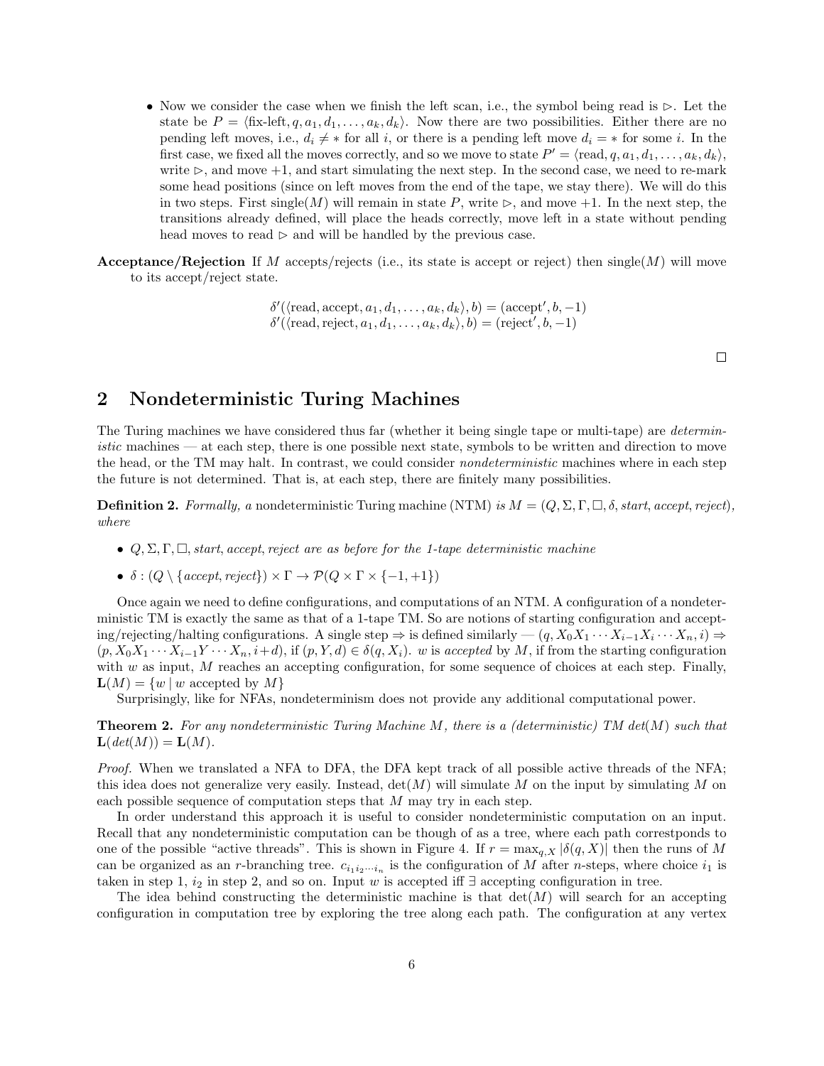- Now we consider the case when we finish the left scan, i.e., the symbol being read is $\triangleright$. Let the state be $P = \langle \text{fix-left}, q, a_1, d_1, \ldots, a_k, d_k \rangle$. Now there are two possibilities. Either there are no pending left moves, i.e., $d_i \neq *$ for all $i$, or there is a pending left move $d_i = *$ for some $i$. In the first case, we fixed all the moves correctly, and so we move to state $P' = \langle \text{read}, q, a_1, d_1, \ldots, a_k, d_k \rangle$, write $\triangleright$, and move $+1$, and start simulating the next step. In the second case, we need to re-mark some head positions (since on left moves from the end of the tape, we stay there). We will do this in two steps. First single($M$) will remain in state $P$, write $\triangleright$, and move $+1$. In the next step, the transitions already defined, will place the heads correctly, move left in a state without pending head moves to read $\triangleright$ and will be handled by the previous case.

**Acceptance/Rejection** If $M$ accepts/rejects (i.e., its state is accept or reject) then single($M$) will move to its accept/reject state.

$$\delta'(\langle \text{read}, \text{accept}, a_1, d_1, \ldots, a_k, d_k \rangle, b) = (\text{accept}', b, -1)$$
$$\delta'(\langle \text{read}, \text{reject}, a_1, d_1, \ldots, a_k, d_k \rangle, b) = (\text{reject}', b, -1)$$

□

## 2 Nondeterministic Turing Machines

The Turing machines we have considered thus far (whether it being single tape or multi-tape) are *deterministic* machines — at each step, there is one possible next state, symbols to be written and direction to move the head, or the TM may halt. In contrast, we could consider *nondeterministic* machines where in each step the future is not determined. That is, at each step, there are finitely many possibilities.

**Definition 2.** *Formally, a* nondeterministic Turing machine (NTM) *is* $M = (Q, \Sigma, \Gamma, \Box, \delta, \mathit{start}, \mathit{accept}, \mathit{reject})$*, where*

- $Q, \Sigma, \Gamma, \Box, \mathit{start}, \mathit{accept}, \mathit{reject}$ *are as before for the 1-tape deterministic machine*
- $\delta : (Q \setminus \{\mathit{accept}, \mathit{reject}\}) \times \Gamma \to \mathcal{P}(Q \times \Gamma \times \{-1, +1\})$

Once again we need to define configurations, and computations of an NTM. A configuration of a nondeterministic TM is exactly the same as that of a 1-tape TM. So are notions of starting configuration and accepting/rejecting/halting configurations. A single step $\Rightarrow$ is defined similarly — $(q, X_0X_1 \cdots X_{i-1}X_i \cdots X_n, i) \Rightarrow (p, X_0X_1 \cdots X_{i-1}Y \cdots X_n, i+d)$, if $(p, Y, d) \in \delta(q, X_i)$. $w$ is *accepted* by $M$, if from the starting configuration with $w$ as input, $M$ reaches an accepting configuration, for some sequence of choices at each step. Finally, $\mathbf{L}(M) = \{w \mid w \text{ accepted by } M\}$

Surprisingly, like for NFAs, nondeterminism does not provide any additional computational power.

**Theorem 2.** *For any nondeterministic Turing Machine $M$, there is a (deterministic) TM $det(M)$ such that $\mathbf{L}(det(M)) = \mathbf{L}(M)$.*

*Proof.* When we translated a NFA to DFA, the DFA kept track of all possible active threads of the NFA; this idea does not generalize very easily. Instead, det($M$) will simulate $M$ on the input by simulating $M$ on each possible sequence of computation steps that $M$ may try in each step.

In order understand this approach it is useful to consider nondeterministic computation on an input. Recall that any nondeterministic computation can be though of as a tree, where each path correstponds to one of the possible "active threads". This is shown in Figure 4. If $r = \max_{q,X} |\delta(q, X)|$ then the runs of $M$ can be organized as an $r$-branching tree. $c_{i_1 i_2 \cdots i_n}$ is the configuration of $M$ after $n$-steps, where choice $i_1$ is taken in step 1, $i_2$ in step 2, and so on. Input $w$ is accepted iff $\exists$ accepting configuration in tree.

The idea behind constructing the deterministic machine is that det($M$) will search for an accepting configuration in computation tree by exploring the tree along each path. The configuration at any vertex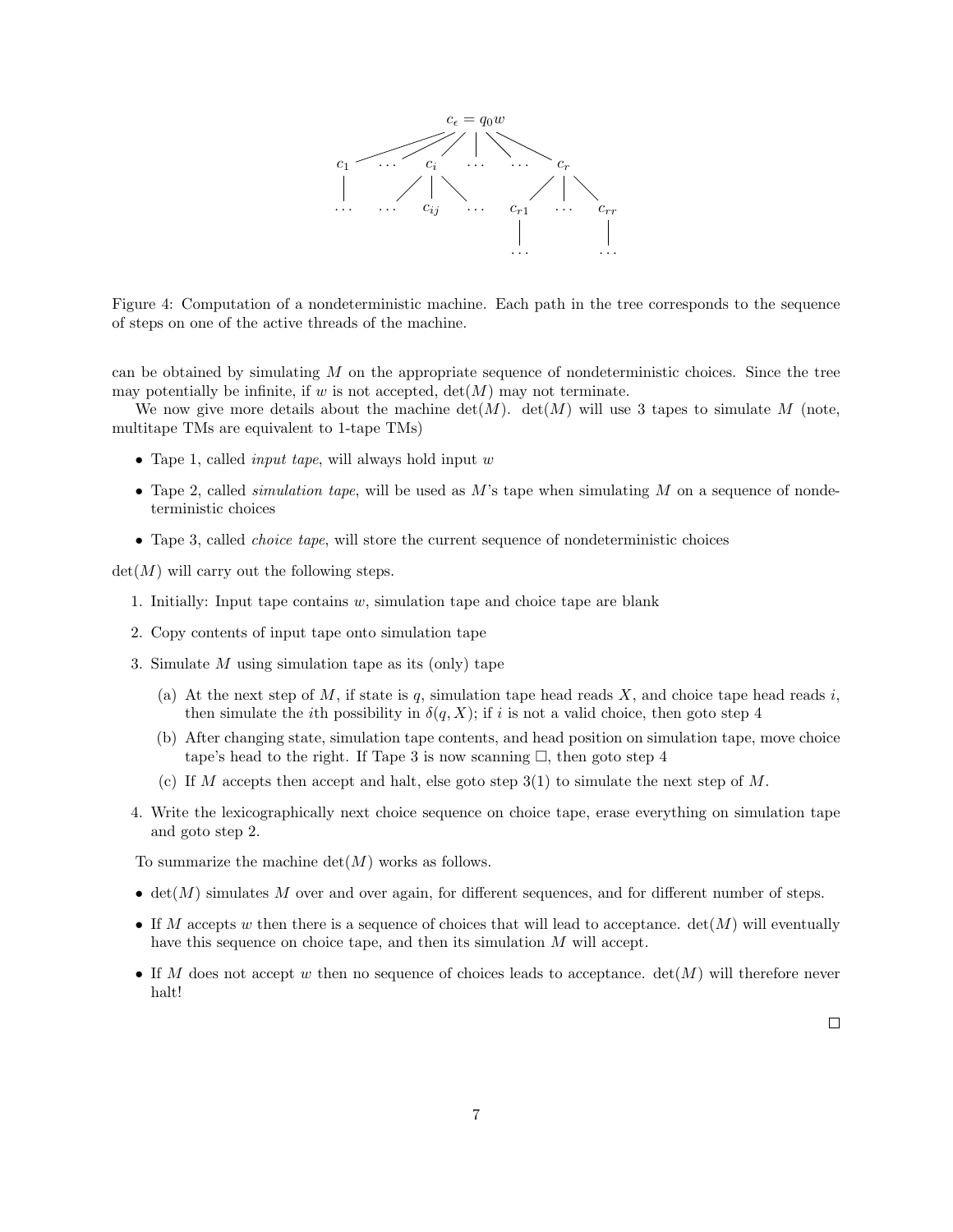Figure 4: Computation of a nondeterministic machine. Each path in the tree corresponds to the sequence of steps on one of the active threads of the machine.

can be obtained by simulating $M$ on the appropriate sequence of nondeterministic choices. Since the tree may potentially be infinite, if $w$ is not accepted, $\det(M)$ may not terminate.

We now give more details about the machine $\det(M)$. $\det(M)$ will use 3 tapes to simulate $M$ (note, multitape TMs are equivalent to 1-tape TMs)

- Tape 1, called *input tape*, will always hold input $w$
- Tape 2, called *simulation tape*, will be used as $M$'s tape when simulating $M$ on a sequence of nondeterministic choices
- Tape 3, called *choice tape*, will store the current sequence of nondeterministic choices

$\det(M)$ will carry out the following steps.

1. Initially: Input tape contains $w$, simulation tape and choice tape are blank
2. Copy contents of input tape onto simulation tape
3. Simulate $M$ using simulation tape as its (only) tape
   (a) At the next step of $M$, if state is $q$, simulation tape head reads $X$, and choice tape head reads $i$, then simulate the $i$th possibility in $\delta(q, X)$; if $i$ is not a valid choice, then goto step 4
   (b) After changing state, simulation tape contents, and head position on simulation tape, move choice tape's head to the right. If Tape 3 is now scanning $\square$, then goto step 4
   (c) If $M$ accepts then accept and halt, else goto step 3(1) to simulate the next step of $M$.
4. Write the lexicographically next choice sequence on choice tape, erase everything on simulation tape and goto step 2.

To summarize the machine $\det(M)$ works as follows.

- $\det(M)$ simulates $M$ over and over again, for different sequences, and for different number of steps.
- If $M$ accepts $w$ then there is a sequence of choices that will lead to acceptance. $\det(M)$ will eventually have this sequence on choice tape, and then its simulation $M$ will accept.
- If $M$ does not accept $w$ then no sequence of choices leads to acceptance. $\det(M)$ will therefore never halt!

$\square$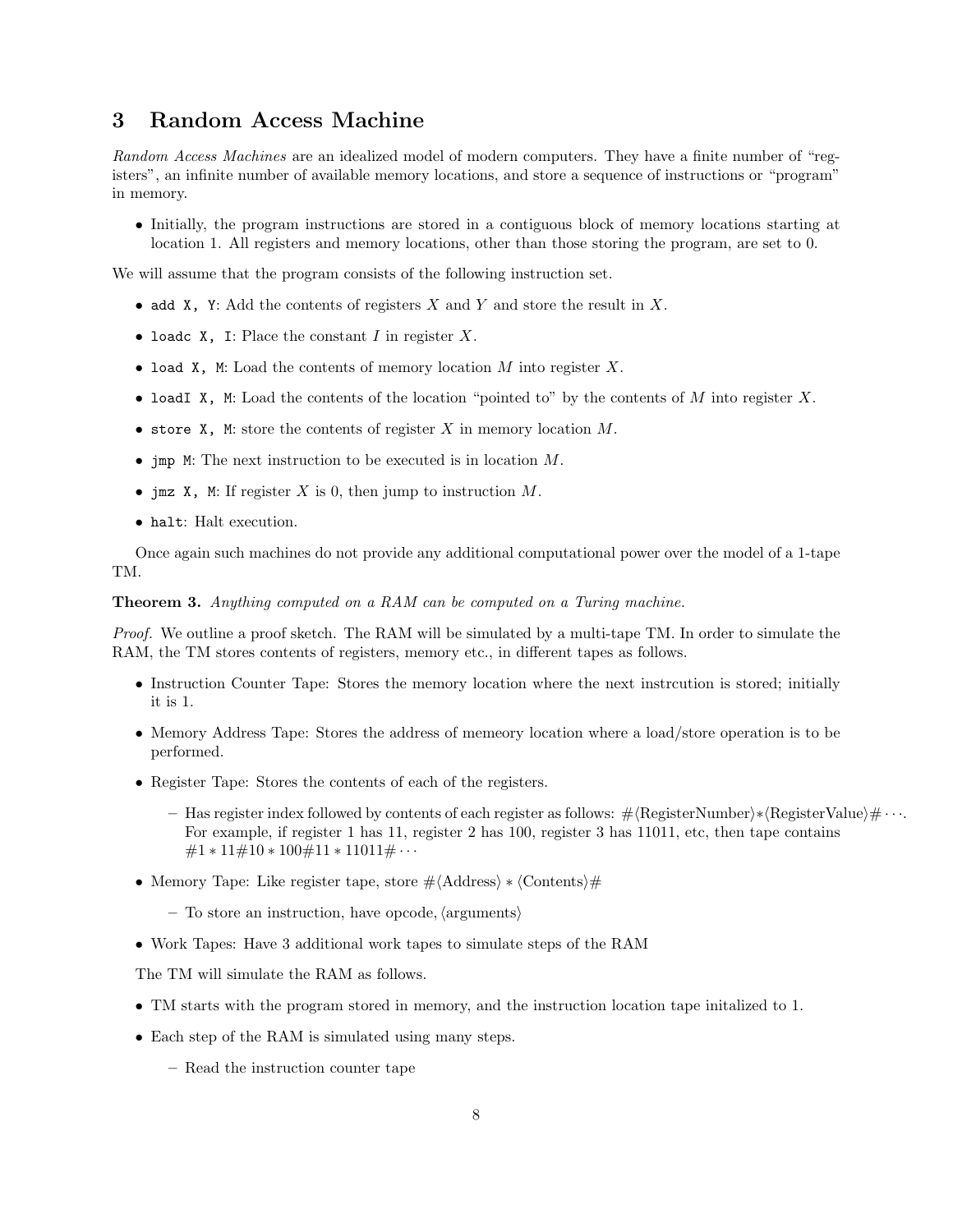## 3 Random Access Machine

*Random Access Machines* are an idealized model of modern computers. They have a finite number of "registers", an infinite number of available memory locations, and store a sequence of instructions or "program" in memory.

- Initially, the program instructions are stored in a contiguous block of memory locations starting at location 1. All registers and memory locations, other than those storing the program, are set to 0.

We will assume that the program consists of the following instruction set.

- `add X, Y`: Add the contents of registers $X$ and $Y$ and store the result in $X$.
- `loadc X, I`: Place the constant $I$ in register $X$.
- `load X, M`: Load the contents of memory location $M$ into register $X$.
- `loadI X, M`: Load the contents of the location "pointed to" by the contents of $M$ into register $X$.
- `store X, M`: store the contents of register $X$ in memory location $M$.
- `jmp M`: The next instruction to be executed is in location $M$.
- `jmz X, M`: If register $X$ is 0, then jump to instruction $M$.
- `halt`: Halt execution.

Once again such machines do not provide any additional computational power over the model of a 1-tape TM.

**Theorem 3.** *Anything computed on a RAM can be computed on a Turing machine.*

*Proof.* We outline a proof sketch. The RAM will be simulated by a multi-tape TM. In order to simulate the RAM, the TM stores contents of registers, memory etc., in different tapes as follows.

- Instruction Counter Tape: Stores the memory location where the next instrcution is stored; initially it is 1.
- Memory Address Tape: Stores the address of memeory location where a load/store operation is to be performed.
- Register Tape: Stores the contents of each of the registers.
  - Has register index followed by contents of each register as follows: $\#\langle\text{RegisterNumber}\rangle*\langle\text{RegisterValue}\rangle\#\cdots$. For example, if register 1 has 11, register 2 has 100, register 3 has 11011, etc, then tape contains $\#1*11\#10*100\#11*11011\#\cdots$
- Memory Tape: Like register tape, store $\#\langle\text{Address}\rangle*\langle\text{Contents}\rangle\#$
  - To store an instruction, have opcode, $\langle\text{arguments}\rangle$
- Work Tapes: Have 3 additional work tapes to simulate steps of the RAM

The TM will simulate the RAM as follows.

- TM starts with the program stored in memory, and the instruction location tape initalized to 1.
- Each step of the RAM is simulated using many steps.
  - Read the instruction counter tape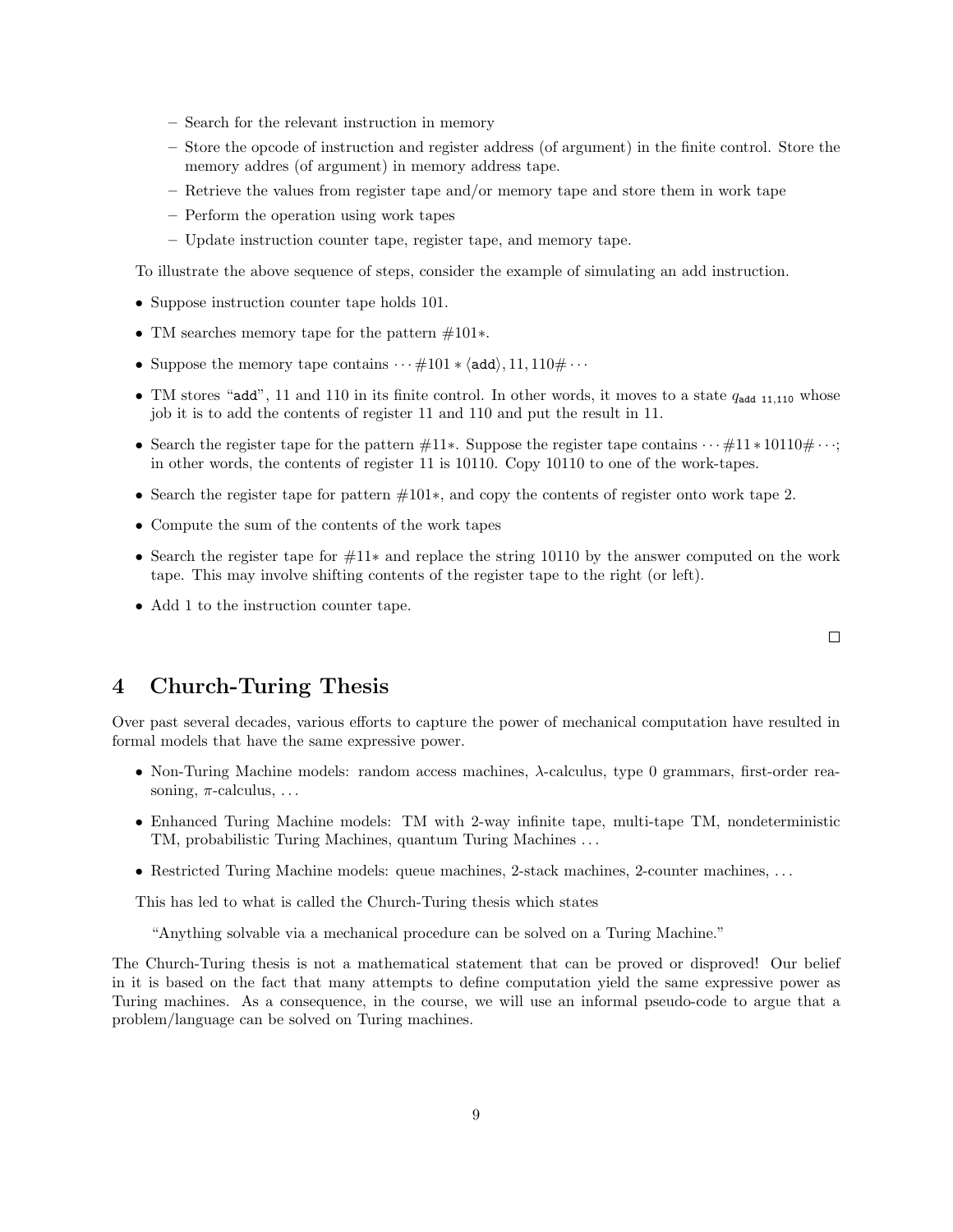- Search for the relevant instruction in memory
  - Store the opcode of instruction and register address (of argument) in the finite control. Store the memory addres (of argument) in memory address tape.
  - Retrieve the values from register tape and/or memory tape and store them in work tape
  - Perform the operation using work tapes
  - Update instruction counter tape, register tape, and memory tape.

To illustrate the above sequence of steps, consider the example of simulating an add instruction.

- Suppose instruction counter tape holds 101.
- TM searches memory tape for the pattern $\#101*$.
- Suppose the memory tape contains $\cdots \#101 * \langle \texttt{add} \rangle, 11, 110\# \cdots$
- TM stores "add", 11 and 110 in its finite control. In other words, it moves to a state $q_{\texttt{add}\ 11,110}$ whose job it is to add the contents of register 11 and 110 and put the result in 11.
- Search the register tape for the pattern $\#11*$. Suppose the register tape contains $\cdots \#11 * 10110\# \cdots$; in other words, the contents of register 11 is 10110. Copy 10110 to one of the work-tapes.
- Search the register tape for pattern $\#101*$, and copy the contents of register onto work tape 2.
- Compute the sum of the contents of the work tapes
- Search the register tape for $\#11*$ and replace the string 10110 by the answer computed on the work tape. This may involve shifting contents of the register tape to the right (or left).
- Add 1 to the instruction counter tape.

□

# 4 Church-Turing Thesis

Over past several decades, various efforts to capture the power of mechanical computation have resulted in formal models that have the same expressive power.

- Non-Turing Machine models: random access machines, $\lambda$-calculus, type 0 grammars, first-order reasoning, $\pi$-calculus, ...
- Enhanced Turing Machine models: TM with 2-way infinite tape, multi-tape TM, nondeterministic TM, probabilistic Turing Machines, quantum Turing Machines ...
- Restricted Turing Machine models: queue machines, 2-stack machines, 2-counter machines, ...

This has led to what is called the Church-Turing thesis which states

> "Anything solvable via a mechanical procedure can be solved on a Turing Machine."

The Church-Turing thesis is not a mathematical statement that can be proved or disproved! Our belief in it is based on the fact that many attempts to define computation yield the same expressive power as Turing machines. As a consequence, in the course, we will use an informal pseudo-code to argue that a problem/language can be solved on Turing machines.